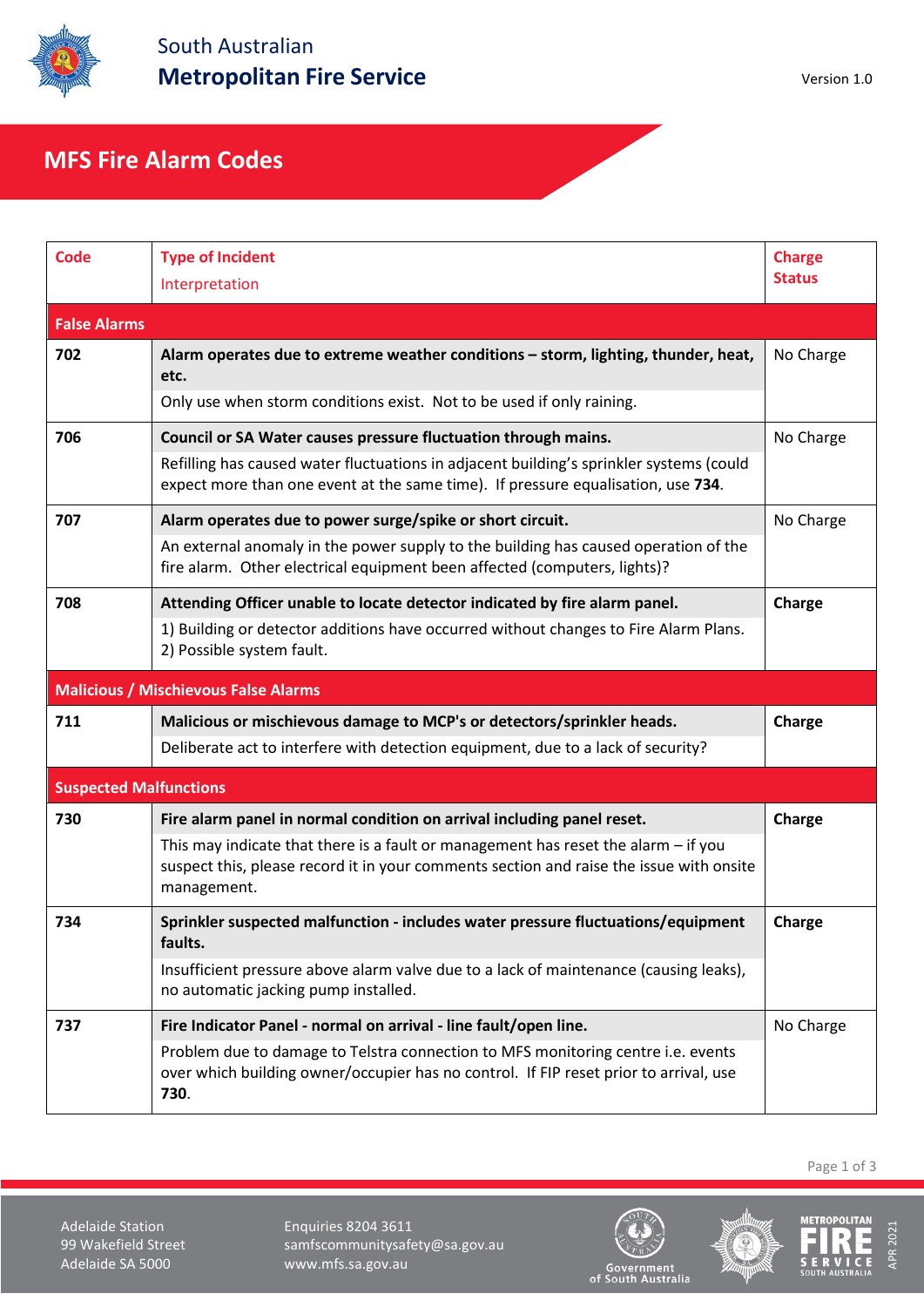South Australian
**Metropolitan Fire Service**

Version 1.0

# MFS Fire Alarm Codes

| Code | Type of Incident<br>Interpretation | Charge Status |
|---|---|---|
| **False Alarms** | | |
| **702** | **Alarm operates due to extreme weather conditions – storm, lighting, thunder, heat, etc.**<br>Only use when storm conditions exist. Not to be used if only raining. | No Charge |
| **706** | **Council or SA Water causes pressure fluctuation through mains.**<br>Refilling has caused water fluctuations in adjacent building's sprinkler systems (could expect more than one event at the same time). If pressure equalisation, use **734**. | No Charge |
| **707** | **Alarm operates due to power surge/spike or short circuit.**<br>An external anomaly in the power supply to the building has caused operation of the fire alarm. Other electrical equipment been affected (computers, lights)? | No Charge |
| **708** | **Attending Officer unable to locate detector indicated by fire alarm panel.**<br>1) Building or detector additions have occurred without changes to Fire Alarm Plans.<br>2) Possible system fault. | **Charge** |
| **Malicious / Mischievous False Alarms** | | |
| **711** | **Malicious or mischievous damage to MCP's or detectors/sprinkler heads.**<br>Deliberate act to interfere with detection equipment, due to a lack of security? | **Charge** |
| **Suspected Malfunctions** | | |
| **730** | **Fire alarm panel in normal condition on arrival including panel reset.**<br>This may indicate that there is a fault or management has reset the alarm – if you suspect this, please record it in your comments section and raise the issue with onsite management. | **Charge** |
| **734** | **Sprinkler suspected malfunction - includes water pressure fluctuations/equipment faults.**<br>Insufficient pressure above alarm valve due to a lack of maintenance (causing leaks), no automatic jacking pump installed. | **Charge** |
| **737** | **Fire Indicator Panel - normal on arrival - line fault/open line.**<br>Problem due to damage to Telstra connection to MFS monitoring centre i.e. events over which building owner/occupier has no control. If FIP reset prior to arrival, use **730**. | No Charge |

Adelaide Station
99 Wakefield Street
Adelaide SA 5000

Enquiries 8204 3611
samfscommunitysafety@sa.gov.au
www.mfs.sa.gov.au

APR 2021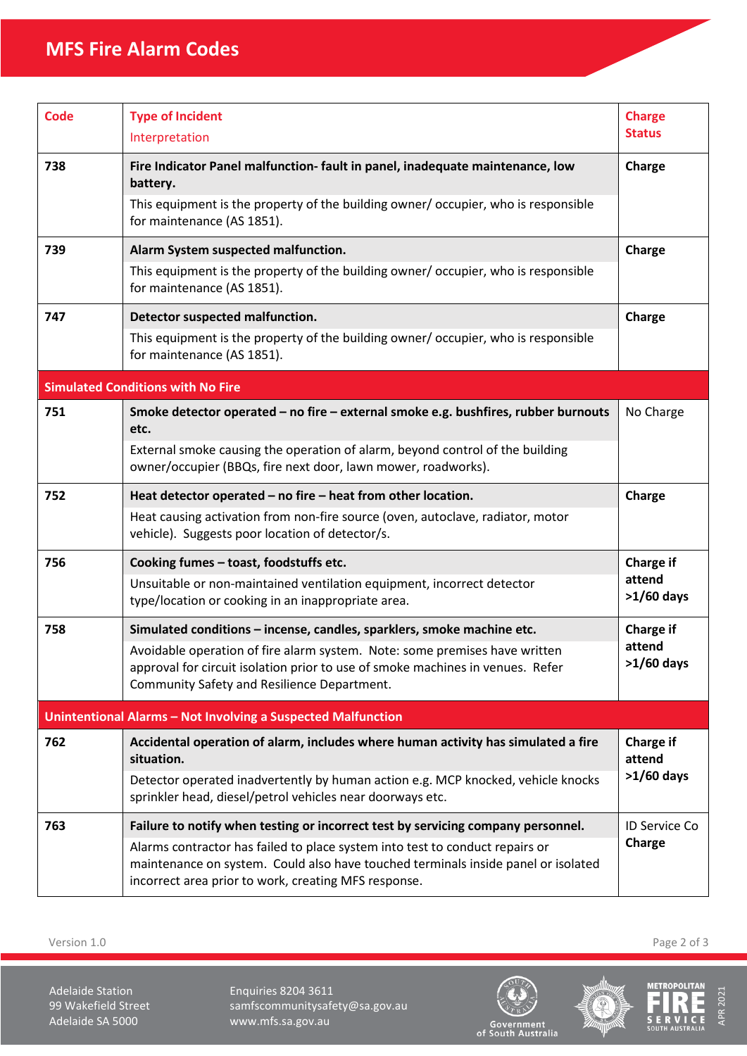# MFS Fire Alarm Codes

| Code | Type of Incident<br>Interpretation | Charge Status |
|---|---|---|
| 738 | **Fire Indicator Panel malfunction- fault in panel, inadequate maintenance, low battery.**<br>This equipment is the property of the building owner/ occupier, who is responsible for maintenance (AS 1851). | **Charge** |
| 739 | **Alarm System suspected malfunction.**<br>This equipment is the property of the building owner/ occupier, who is responsible for maintenance (AS 1851). | **Charge** |
| 747 | **Detector suspected malfunction.**<br>This equipment is the property of the building owner/ occupier, who is responsible for maintenance (AS 1851). | **Charge** |
| **Simulated Conditions with No Fire** | | |
| 751 | **Smoke detector operated – no fire – external smoke e.g. bushfires, rubber burnouts etc.**<br>External smoke causing the operation of alarm, beyond control of the building owner/occupier (BBQs, fire next door, lawn mower, roadworks). | No Charge |
| 752 | **Heat detector operated – no fire – heat from other location.**<br>Heat causing activation from non-fire source (oven, autoclave, radiator, motor vehicle). Suggests poor location of detector/s. | **Charge** |
| 756 | **Cooking fumes – toast, foodstuffs etc.**<br>Unsuitable or non-maintained ventilation equipment, incorrect detector type/location or cooking in an inappropriate area. | **Charge if attend >1/60 days** |
| 758 | **Simulated conditions – incense, candles, sparklers, smoke machine etc.**<br>Avoidable operation of fire alarm system. Note: some premises have written approval for circuit isolation prior to use of smoke machines in venues. Refer Community Safety and Resilience Department. | **Charge if attend >1/60 days** |
| **Unintentional Alarms – Not Involving a Suspected Malfunction** | | |
| 762 | **Accidental operation of alarm, includes where human activity has simulated a fire situation.**<br>Detector operated inadvertently by human action e.g. MCP knocked, vehicle knocks sprinkler head, diesel/petrol vehicles near doorways etc. | **Charge if attend >1/60 days** |
| 763 | **Failure to notify when testing or incorrect test by servicing company personnel.**<br>Alarms contractor has failed to place system into test to conduct repairs or maintenance on system. Could also have touched terminals inside panel or isolated incorrect area prior to work, creating MFS response. | ID Service Co **Charge** |

Version 1.0

Adelaide Station
99 Wakefield Street
Adelaide SA 5000

Enquiries 8204 3611
samfscommunitysafety@sa.gov.au
www.mfs.sa.gov.au

APR 2021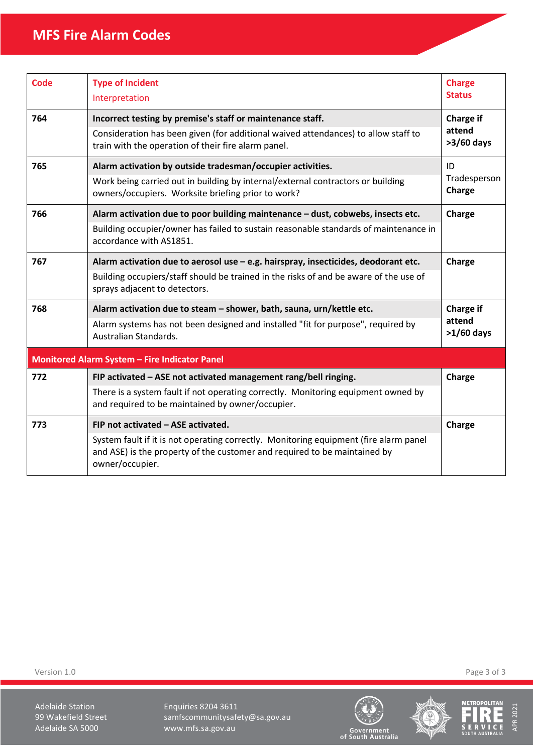# MFS Fire Alarm Codes

| Code | Type of Incident<br>Interpretation | Charge Status |
|---|---|---|
| **764** | **Incorrect testing by premise's staff or maintenance staff.**<br>Consideration has been given (for additional waived attendances) to allow staff to train with the operation of their fire alarm panel. | **Charge if attend >3/60 days** |
| **765** | **Alarm activation by outside tradesman/occupier activities.**<br>Work being carried out in building by internal/external contractors or building owners/occupiers. Worksite briefing prior to work? | ID Tradesperson **Charge** |
| **766** | **Alarm activation due to poor building maintenance – dust, cobwebs, insects etc.**<br>Building occupier/owner has failed to sustain reasonable standards of maintenance in accordance with AS1851. | **Charge** |
| **767** | **Alarm activation due to aerosol use – e.g. hairspray, insecticides, deodorant etc.**<br>Building occupiers/staff should be trained in the risks of and be aware of the use of sprays adjacent to detectors. | **Charge** |
| **768** | **Alarm activation due to steam – shower, bath, sauna, urn/kettle etc.**<br>Alarm systems has not been designed and installed "fit for purpose", required by Australian Standards. | **Charge if attend >1/60 days** |
| **Monitored Alarm System – Fire Indicator Panel** | | |
| **772** | **FIP activated – ASE not activated management rang/bell ringing.**<br>There is a system fault if not operating correctly. Monitoring equipment owned by and required to be maintained by owner/occupier. | **Charge** |
| **773** | **FIP not activated – ASE activated.**<br>System fault if it is not operating correctly. Monitoring equipment (fire alarm panel and ASE) is the property of the customer and required to be maintained by owner/occupier. | **Charge** |

Version 1.0

Adelaide Station
99 Wakefield Street
Adelaide SA 5000

Enquiries 8204 3611
samfscommunitysafety@sa.gov.au
www.mfs.sa.gov.au

APR 2021